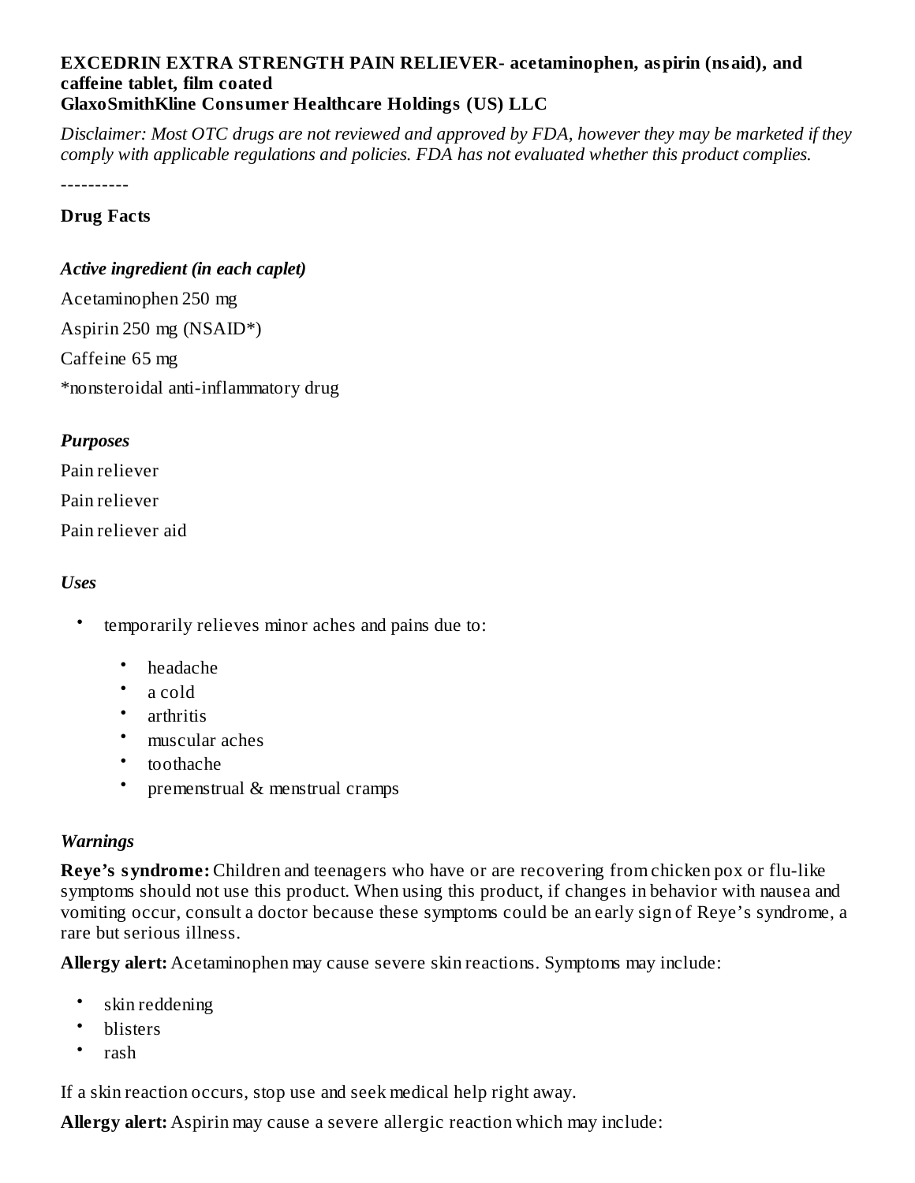**EXCEDRIN EXTRA STRENGTH PAIN RELIEVER- acetaminophen, aspirin (nsaid), and caffeine tablet, film coated**
**GlaxoSmithKline Consumer Healthcare Holdings (US) LLC**

*Disclaimer: Most OTC drugs are not reviewed and approved by FDA, however they may be marketed if they comply with applicable regulations and policies. FDA has not evaluated whether this product complies.*

----------

## Drug Facts

### *Active ingredient (in each caplet)*

Acetaminophen 250 mg

Aspirin 250 mg (NSAID*)

Caffeine 65 mg

*nonsteroidal anti-inflammatory drug

### *Purposes*

Pain reliever

Pain reliever

Pain reliever aid

### *Uses*

- temporarily relieves minor aches and pains due to:
  - headache
  - a cold
  - arthritis
  - muscular aches
  - toothache
  - premenstrual & menstrual cramps

### *Warnings*

**Reye's syndrome:** Children and teenagers who have or are recovering from chicken pox or flu-like symptoms should not use this product. When using this product, if changes in behavior with nausea and vomiting occur, consult a doctor because these symptoms could be an early sign of Reye's syndrome, a rare but serious illness.

**Allergy alert:** Acetaminophen may cause severe skin reactions. Symptoms may include:

- skin reddening
- blisters
- rash

If a skin reaction occurs, stop use and seek medical help right away.

**Allergy alert:** Aspirin may cause a severe allergic reaction which may include: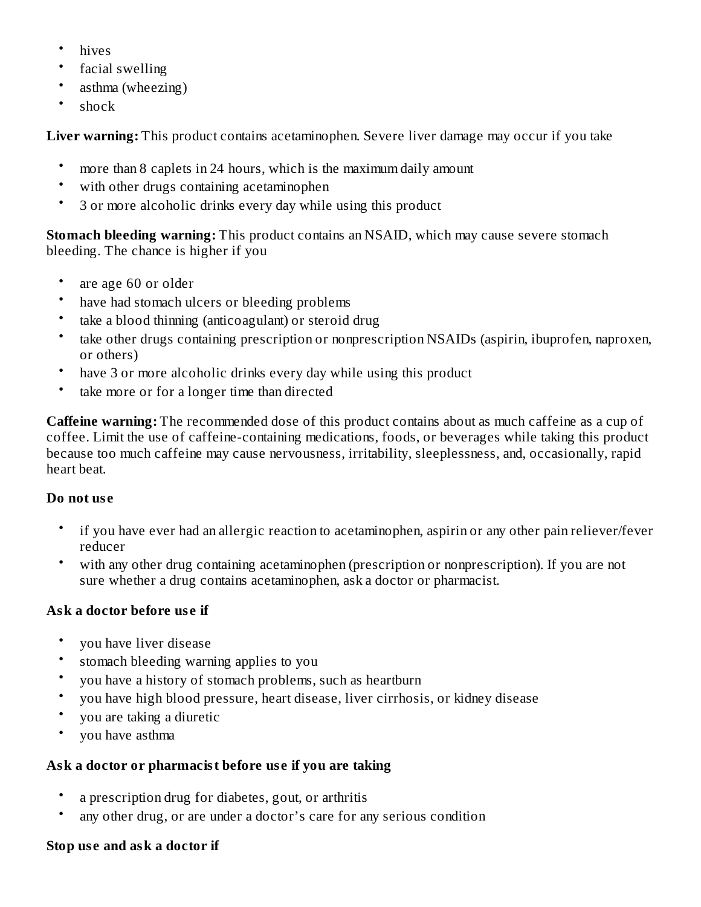- hives
- facial swelling
- asthma (wheezing)
- shock

**Liver warning:** This product contains acetaminophen. Severe liver damage may occur if you take

- more than 8 caplets in 24 hours, which is the maximum daily amount
- with other drugs containing acetaminophen
- 3 or more alcoholic drinks every day while using this product

**Stomach bleeding warning:** This product contains an NSAID, which may cause severe stomach bleeding. The chance is higher if you

- are age 60 or older
- have had stomach ulcers or bleeding problems
- take a blood thinning (anticoagulant) or steroid drug
- take other drugs containing prescription or nonprescription NSAIDs (aspirin, ibuprofen, naproxen, or others)
- have 3 or more alcoholic drinks every day while using this product
- take more or for a longer time than directed

**Caffeine warning:** The recommended dose of this product contains about as much caffeine as a cup of coffee. Limit the use of caffeine-containing medications, foods, or beverages while taking this product because too much caffeine may cause nervousness, irritability, sleeplessness, and, occasionally, rapid heart beat.

**Do not use**

- if you have ever had an allergic reaction to acetaminophen, aspirin or any other pain reliever/fever reducer
- with any other drug containing acetaminophen (prescription or nonprescription). If you are not sure whether a drug contains acetaminophen, ask a doctor or pharmacist.

**Ask a doctor before use if**

- you have liver disease
- stomach bleeding warning applies to you
- you have a history of stomach problems, such as heartburn
- you have high blood pressure, heart disease, liver cirrhosis, or kidney disease
- you are taking a diuretic
- you have asthma

**Ask a doctor or pharmacist before use if you are taking**

- a prescription drug for diabetes, gout, or arthritis
- any other drug, or are under a doctor's care for any serious condition

**Stop use and ask a doctor if**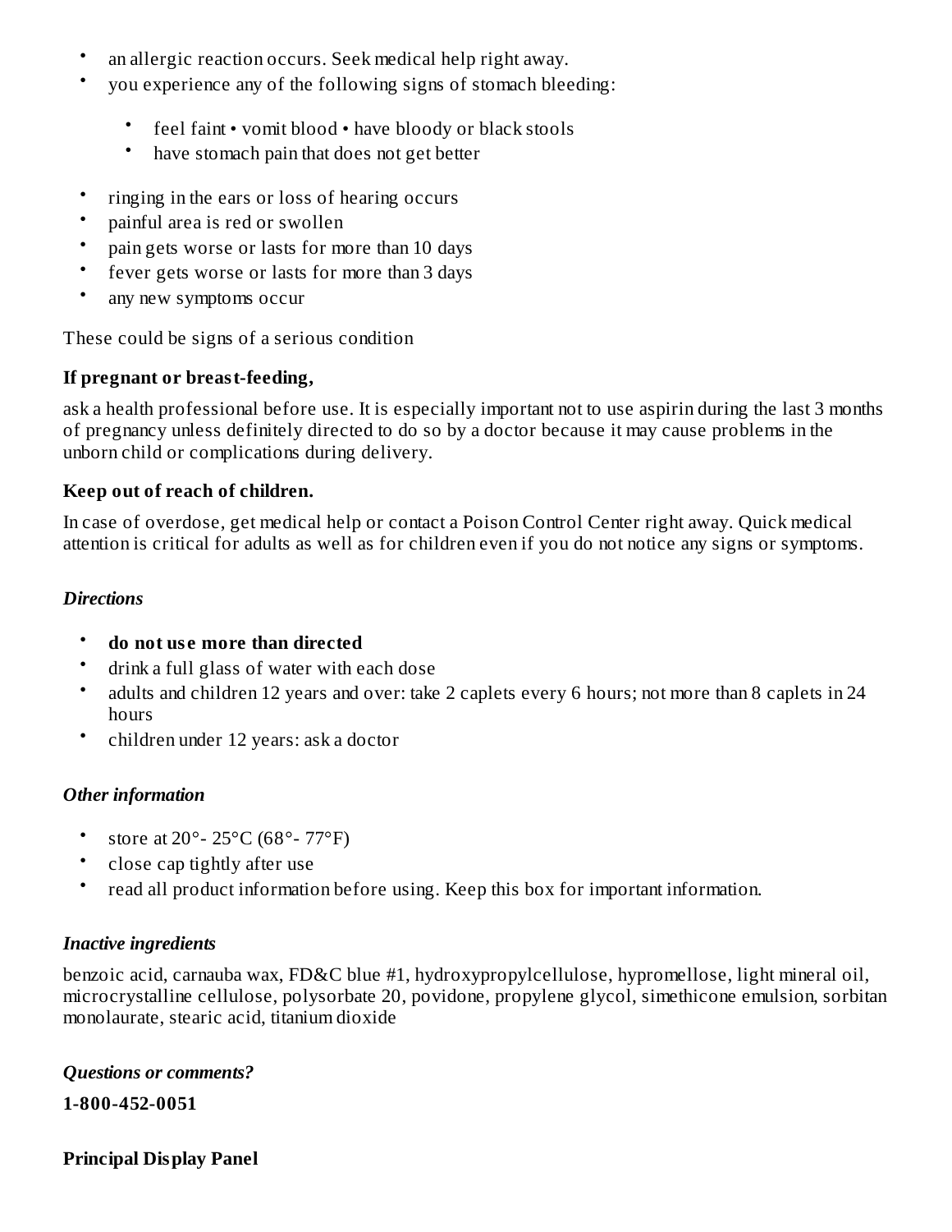- an allergic reaction occurs. Seek medical help right away.
- you experience any of the following signs of stomach bleeding:
    - feel faint • vomit blood • have bloody or black stools
    - have stomach pain that does not get better
- ringing in the ears or loss of hearing occurs
- painful area is red or swollen
- pain gets worse or lasts for more than 10 days
- fever gets worse or lasts for more than 3 days
- any new symptoms occur

These could be signs of a serious condition

**If pregnant or breast-feeding,**

ask a health professional before use. It is especially important not to use aspirin during the last 3 months of pregnancy unless definitely directed to do so by a doctor because it may cause problems in the unborn child or complications during delivery.

**Keep out of reach of children.**

In case of overdose, get medical help or contact a Poison Control Center right away. Quick medical attention is critical for adults as well as for children even if you do not notice any signs or symptoms.

***Directions***

- **do not use more than directed**
- drink a full glass of water with each dose
- adults and children 12 years and over: take 2 caplets every 6 hours; not more than 8 caplets in 24 hours
- children under 12 years: ask a doctor

***Other information***

- store at 20°- 25°C (68°- 77°F)
- close cap tightly after use
- read all product information before using. Keep this box for important information.

***Inactive ingredients***

benzoic acid, carnauba wax, FD&C blue #1, hydroxypropylcellulose, hypromellose, light mineral oil, microcrystalline cellulose, polysorbate 20, povidone, propylene glycol, simethicone emulsion, sorbitan monolaurate, stearic acid, titanium dioxide

***Questions or comments?***

**1-800-452-0051**

**Principal Display Panel**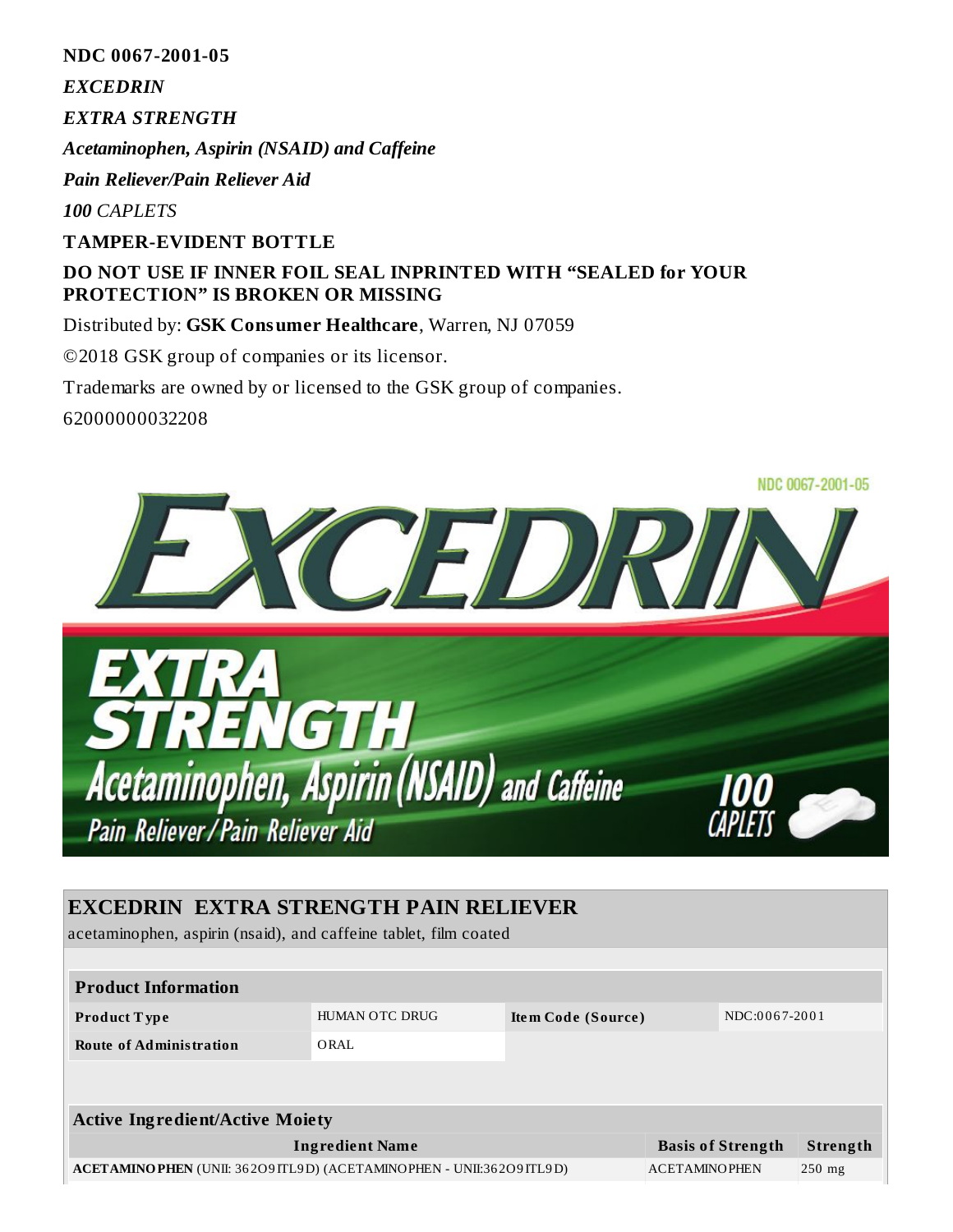**NDC 0067-2001-05**

***EXCEDRIN***

***EXTRA STRENGTH***

***Acetaminophen, Aspirin (NSAID) and Caffeine***

***Pain Reliever/Pain Reliever Aid***

***100** CAPLETS*

**TAMPER-EVIDENT BOTTLE**

**DO NOT USE IF INNER FOIL SEAL INPRINTED WITH "SEALED for YOUR PROTECTION" IS BROKEN OR MISSING**

Distributed by: **GSK Consumer Healthcare**, Warren, NJ 07059

©2018 GSK group of companies or its licensor.

Trademarks are owned by or licensed to the GSK group of companies.

62000000032208

NDC 0067-2001-05

EXCEDRIN

EXTRA STRENGTH

Acetaminophen, Aspirin (NSAID) and Caffeine

Pain Reliever/Pain Reliever Aid

100 CAPLETS

## EXCEDRIN EXTRA STRENGTH PAIN RELIEVER

acetaminophen, aspirin (nsaid), and caffeine tablet, film coated

| Product Information | | | |
|---|---|---|---|
| **Product Type** | HUMAN OTC DRUG | **Item Code (Source)** | NDC:0067-2001 |
| **Route of Administration** | ORAL | | |

| Active Ingredient/Active Moiety | | |
|---|---|---|
| **Ingredient Name** | **Basis of Strength** | **Strength** |
| **ACETAMINOPHEN** (UNII: 362O9ITL9D) (ACETAMINOPHEN - UNII:362O9ITL9D) | ACETAMINOPHEN | 250 mg |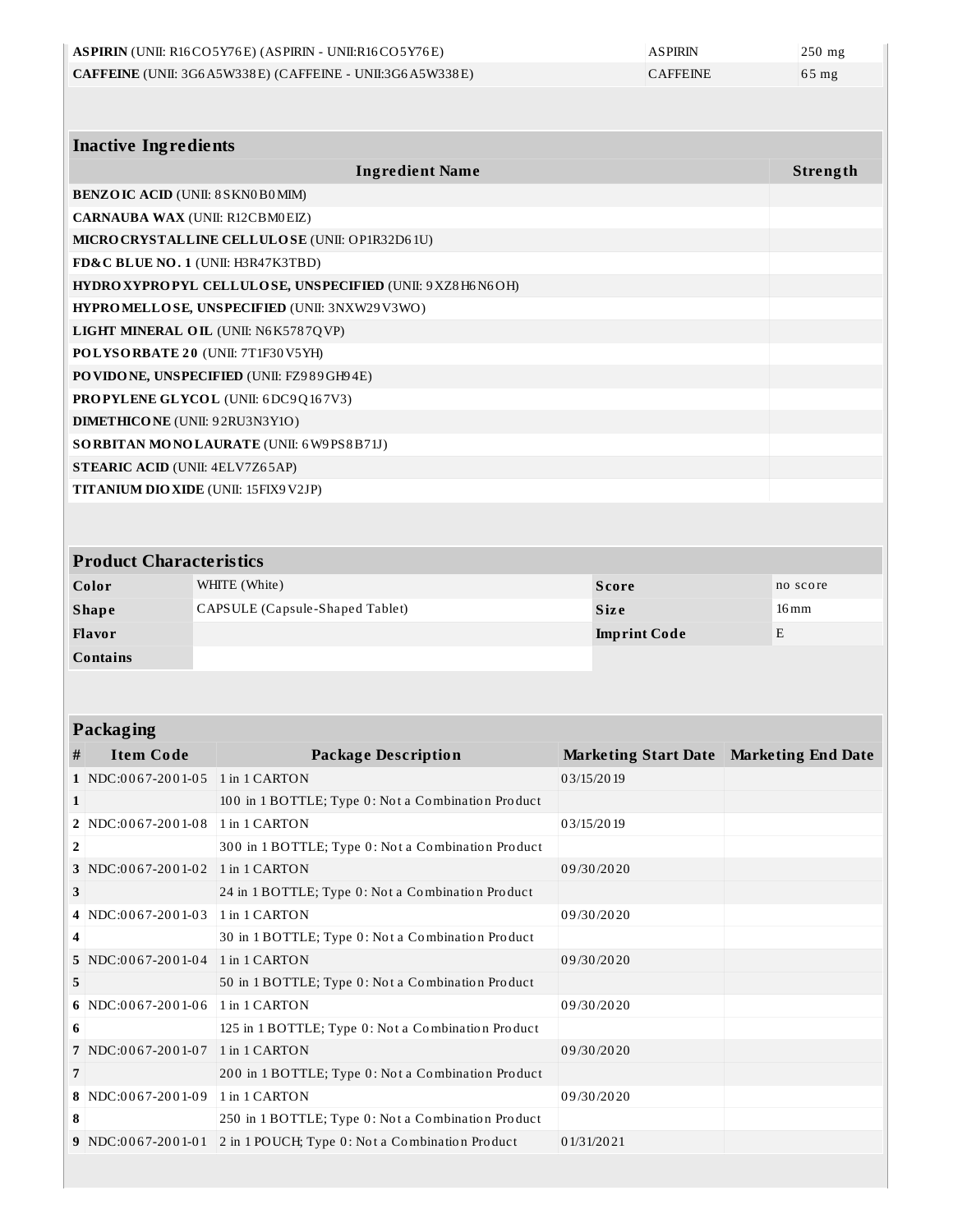| | | |
|---|---|---|
| **ASPIRIN** (UNII: R16CO5Y76E) (ASPIRIN - UNII:R16CO5Y76E) | ASPIRIN | 250 mg |
| **CAFFEINE** (UNII: 3G6A5W338E) (CAFFEINE - UNII:3G6A5W338E) | CAFFEINE | 65 mg |

| Inactive Ingredients | |
|---|---|
| **Ingredient Name** | **Strength** |
| **BENZOIC ACID** (UNII: 8SKN0B0MIM) | |
| **CARNAUBA WAX** (UNII: R12CBM0EIZ) | |
| **MICROCRYSTALLINE CELLULOSE** (UNII: OP1R32D61U) | |
| **FD&C BLUE NO. 1** (UNII: H3R47K3TBD) | |
| **HYDROXYPROPYL CELLULOSE, UNSPECIFIED** (UNII: 9XZ8H6N6OH) | |
| **HYPROMELLOSE, UNSPECIFIED** (UNII: 3NXW29V3WO) | |
| **LIGHT MINERAL OIL** (UNII: N6K5787QVP) | |
| **POLYSORBATE 20** (UNII: 7T1F30V5YH) | |
| **POVIDONE, UNSPECIFIED** (UNII: FZ989GH94E) | |
| **PROPYLENE GLYCOL** (UNII: 6DC9Q167V3) | |
| **DIMETHICONE** (UNII: 92RU3N3Y1O) | |
| **SORBITAN MONOLAURATE** (UNII: 6W9PS8B71J) | |
| **STEARIC ACID** (UNII: 4ELV7Z65AP) | |
| **TITANIUM DIOXIDE** (UNII: 15FIX9V2JP) | |

| Product Characteristics | | | |
|---|---|---|---|
| **Color** | WHITE (White) | **Score** | no score |
| **Shape** | CAPSULE (Capsule-Shaped Tablet) | **Size** | 16mm |
| **Flavor** | | **Imprint Code** | E |
| **Contains** | | | |

| Packaging | | | | |
|---|---|---|---|---|
| **#** | **Item Code** | **Package Description** | **Marketing Start Date** | **Marketing End Date** |
| 1 | NDC:0067-2001-05 | 1 in 1 CARTON | 03/15/2019 | |
| 1 | | 100 in 1 BOTTLE; Type 0: Not a Combination Product | | |
| 2 | NDC:0067-2001-08 | 1 in 1 CARTON | 03/15/2019 | |
| 2 | | 300 in 1 BOTTLE; Type 0: Not a Combination Product | | |
| 3 | NDC:0067-2001-02 | 1 in 1 CARTON | 09/30/2020 | |
| 3 | | 24 in 1 BOTTLE; Type 0: Not a Combination Product | | |
| 4 | NDC:0067-2001-03 | 1 in 1 CARTON | 09/30/2020 | |
| 4 | | 30 in 1 BOTTLE; Type 0: Not a Combination Product | | |
| 5 | NDC:0067-2001-04 | 1 in 1 CARTON | 09/30/2020 | |
| 5 | | 50 in 1 BOTTLE; Type 0: Not a Combination Product | | |
| 6 | NDC:0067-2001-06 | 1 in 1 CARTON | 09/30/2020 | |
| 6 | | 125 in 1 BOTTLE; Type 0: Not a Combination Product | | |
| 7 | NDC:0067-2001-07 | 1 in 1 CARTON | 09/30/2020 | |
| 7 | | 200 in 1 BOTTLE; Type 0: Not a Combination Product | | |
| 8 | NDC:0067-2001-09 | 1 in 1 CARTON | 09/30/2020 | |
| 8 | | 250 in 1 BOTTLE; Type 0: Not a Combination Product | | |
| 9 | NDC:0067-2001-01 | 2 in 1 POUCH; Type 0: Not a Combination Product | 01/31/2021 | |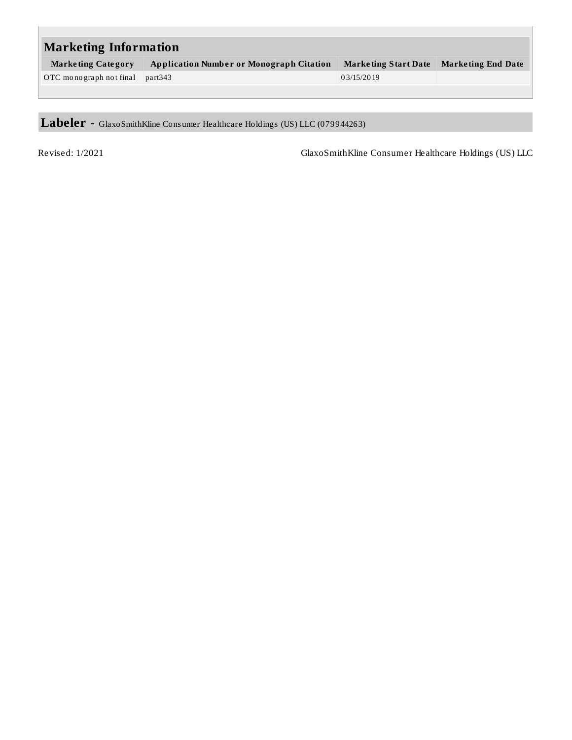## Marketing Information

| Marketing Category | Application Number or Monograph Citation | Marketing Start Date | Marketing End Date |
|---|---|---|---|
| OTC monograph not final | part343 | 03/15/2019 | |

## Labeler - GlaxoSmithKline Consumer Healthcare Holdings (US) LLC (079944263)

Revised: 1/2021 GlaxoSmithKline Consumer Healthcare Holdings (US) LLC